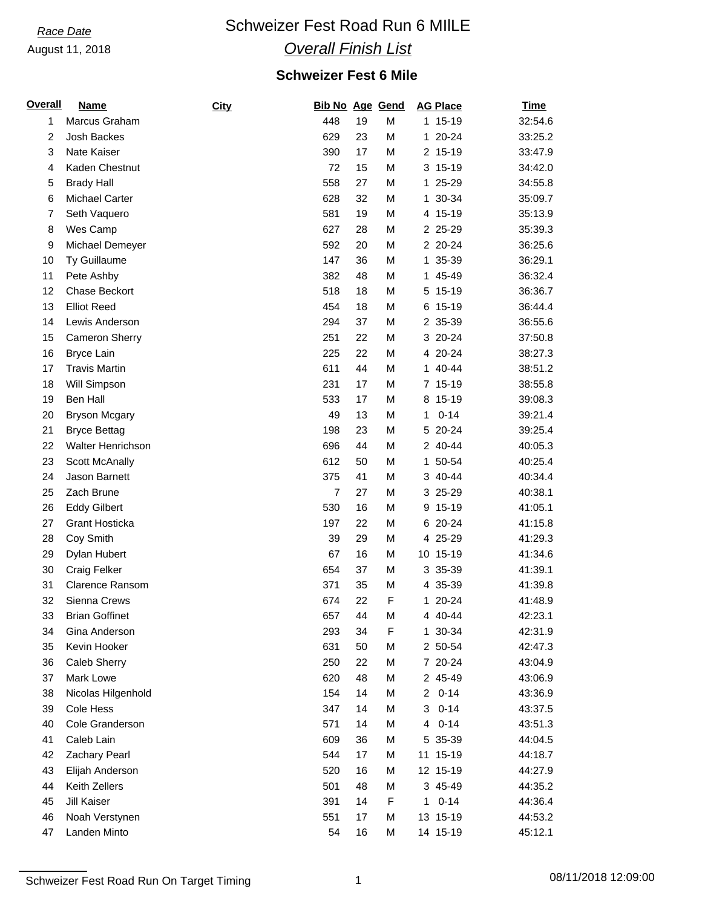Race Date

August 11, 2018

# Schweizer Fest Road Run 6 MIILE

## *Overall Finish List*

### Schweizer Fest 6 Mile

| Overall | Name | City | Bib No | Age | Gend | AG Place | Time |
|---|---|---|---|---|---|---|---|
| 1 | Marcus Graham | | 448 | 19 | M | 1 15-19 | 32:54.6 |
| 2 | Josh Backes | | 629 | 23 | M | 1 20-24 | 33:25.2 |
| 3 | Nate Kaiser | | 390 | 17 | M | 2 15-19 | 33:47.9 |
| 4 | Kaden Chestnut | | 72 | 15 | M | 3 15-19 | 34:42.0 |
| 5 | Brady Hall | | 558 | 27 | M | 1 25-29 | 34:55.8 |
| 6 | Michael Carter | | 628 | 32 | M | 1 30-34 | 35:09.7 |
| 7 | Seth Vaquero | | 581 | 19 | M | 4 15-19 | 35:13.9 |
| 8 | Wes Camp | | 627 | 28 | M | 2 25-29 | 35:39.3 |
| 9 | Michael Demeyer | | 592 | 20 | M | 2 20-24 | 36:25.6 |
| 10 | Ty Guillaume | | 147 | 36 | M | 1 35-39 | 36:29.1 |
| 11 | Pete Ashby | | 382 | 48 | M | 1 45-49 | 36:32.4 |
| 12 | Chase Beckort | | 518 | 18 | M | 5 15-19 | 36:36.7 |
| 13 | Elliot Reed | | 454 | 18 | M | 6 15-19 | 36:44.4 |
| 14 | Lewis Anderson | | 294 | 37 | M | 2 35-39 | 36:55.6 |
| 15 | Cameron Sherry | | 251 | 22 | M | 3 20-24 | 37:50.8 |
| 16 | Bryce Lain | | 225 | 22 | M | 4 20-24 | 38:27.3 |
| 17 | Travis Martin | | 611 | 44 | M | 1 40-44 | 38:51.2 |
| 18 | Will Simpson | | 231 | 17 | M | 7 15-19 | 38:55.8 |
| 19 | Ben Hall | | 533 | 17 | M | 8 15-19 | 39:08.3 |
| 20 | Bryson Mcgary | | 49 | 13 | M | 1 0-14 | 39:21.4 |
| 21 | Bryce Bettag | | 198 | 23 | M | 5 20-24 | 39:25.4 |
| 22 | Walter Henrichson | | 696 | 44 | M | 2 40-44 | 40:05.3 |
| 23 | Scott McAnally | | 612 | 50 | M | 1 50-54 | 40:25.4 |
| 24 | Jason Barnett | | 375 | 41 | M | 3 40-44 | 40:34.4 |
| 25 | Zach Brune | | 7 | 27 | M | 3 25-29 | 40:38.1 |
| 26 | Eddy Gilbert | | 530 | 16 | M | 9 15-19 | 41:05.1 |
| 27 | Grant Hosticka | | 197 | 22 | M | 6 20-24 | 41:15.8 |
| 28 | Coy Smith | | 39 | 29 | M | 4 25-29 | 41:29.3 |
| 29 | Dylan Hubert | | 67 | 16 | M | 10 15-19 | 41:34.6 |
| 30 | Craig Felker | | 654 | 37 | M | 3 35-39 | 41:39.1 |
| 31 | Clarence Ransom | | 371 | 35 | M | 4 35-39 | 41:39.8 |
| 32 | Sienna Crews | | 674 | 22 | F | 1 20-24 | 41:48.9 |
| 33 | Brian Goffinet | | 657 | 44 | M | 4 40-44 | 42:23.1 |
| 34 | Gina Anderson | | 293 | 34 | F | 1 30-34 | 42:31.9 |
| 35 | Kevin Hooker | | 631 | 50 | M | 2 50-54 | 42:47.3 |
| 36 | Caleb Sherry | | 250 | 22 | M | 7 20-24 | 43:04.9 |
| 37 | Mark Lowe | | 620 | 48 | M | 2 45-49 | 43:06.9 |
| 38 | Nicolas Hilgenhold | | 154 | 14 | M | 2 0-14 | 43:36.9 |
| 39 | Cole Hess | | 347 | 14 | M | 3 0-14 | 43:37.5 |
| 40 | Cole Granderson | | 571 | 14 | M | 4 0-14 | 43:51.3 |
| 41 | Caleb Lain | | 609 | 36 | M | 5 35-39 | 44:04.5 |
| 42 | Zachary Pearl | | 544 | 17 | M | 11 15-19 | 44:18.7 |
| 43 | Elijah Anderson | | 520 | 16 | M | 12 15-19 | 44:27.9 |
| 44 | Keith Zellers | | 501 | 48 | M | 3 45-49 | 44:35.2 |
| 45 | Jill Kaiser | | 391 | 14 | F | 1 0-14 | 44:36.4 |
| 46 | Noah Verstynen | | 551 | 17 | M | 13 15-19 | 44:53.2 |
| 47 | Landen Minto | | 54 | 16 | M | 14 15-19 | 45:12.1 |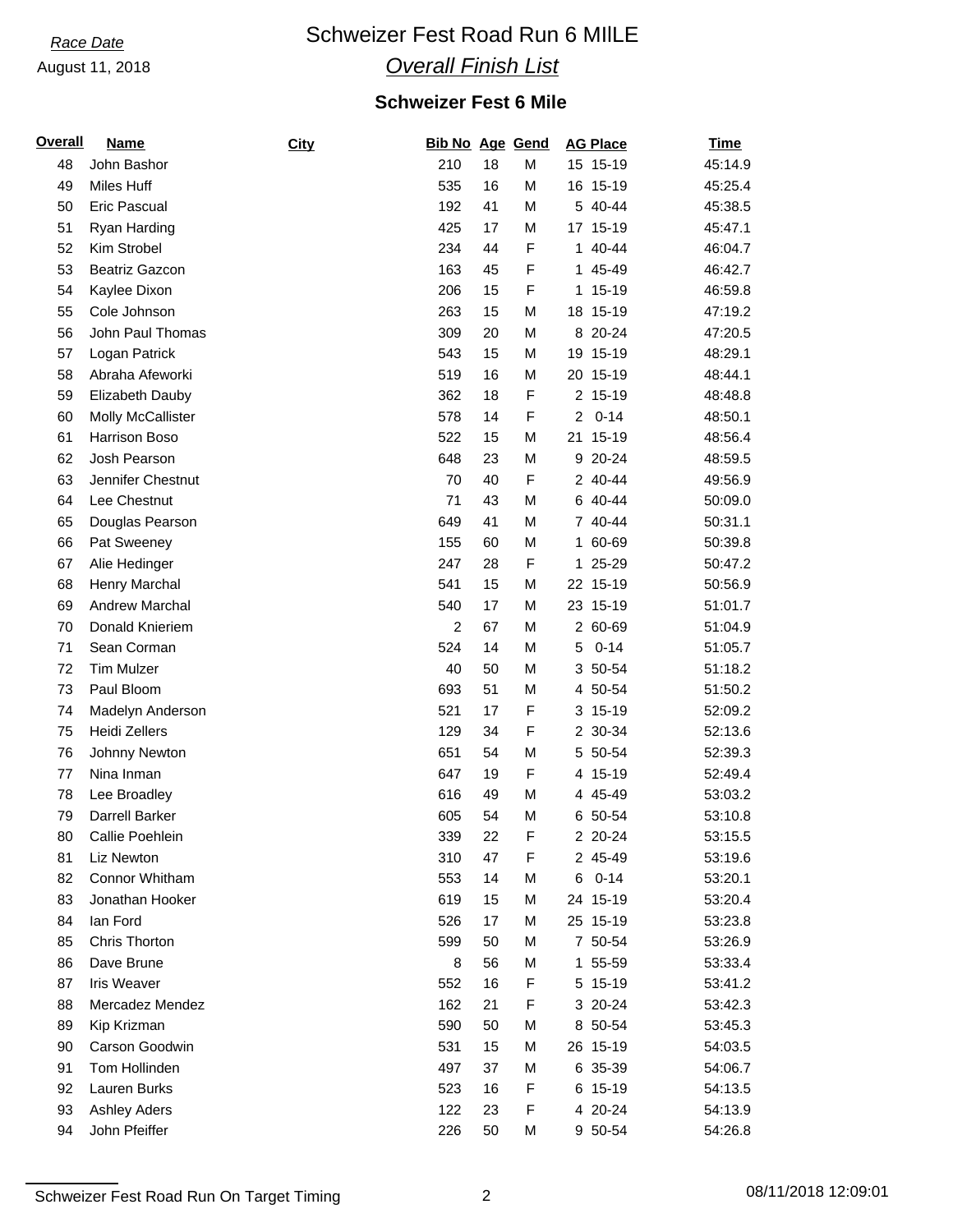*Race Date*

August 11, 2018

# Schweizer Fest Road Run 6 MIILE

## *Overall Finish List*

### Schweizer Fest 6 Mile

| Overall | Name | City | Bib No | Age | Gend | AG Place | | Time |
|---|---|---|---|---|---|---|---|---|
| 48 | John Bashor | | 210 | 18 | M | 15 | 15-19 | 45:14.9 |
| 49 | Miles Huff | | 535 | 16 | M | 16 | 15-19 | 45:25.4 |
| 50 | Eric Pascual | | 192 | 41 | M | 5 | 40-44 | 45:38.5 |
| 51 | Ryan Harding | | 425 | 17 | M | 17 | 15-19 | 45:47.1 |
| 52 | Kim Strobel | | 234 | 44 | F | 1 | 40-44 | 46:04.7 |
| 53 | Beatriz Gazcon | | 163 | 45 | F | 1 | 45-49 | 46:42.7 |
| 54 | Kaylee Dixon | | 206 | 15 | F | 1 | 15-19 | 46:59.8 |
| 55 | Cole Johnson | | 263 | 15 | M | 18 | 15-19 | 47:19.2 |
| 56 | John Paul Thomas | | 309 | 20 | M | 8 | 20-24 | 47:20.5 |
| 57 | Logan Patrick | | 543 | 15 | M | 19 | 15-19 | 48:29.1 |
| 58 | Abraha Afeworki | | 519 | 16 | M | 20 | 15-19 | 48:44.1 |
| 59 | Elizabeth Dauby | | 362 | 18 | F | 2 | 15-19 | 48:48.8 |
| 60 | Molly McCallister | | 578 | 14 | F | 2 | 0-14 | 48:50.1 |
| 61 | Harrison Boso | | 522 | 15 | M | 21 | 15-19 | 48:56.4 |
| 62 | Josh Pearson | | 648 | 23 | M | 9 | 20-24 | 48:59.5 |
| 63 | Jennifer Chestnut | | 70 | 40 | F | 2 | 40-44 | 49:56.9 |
| 64 | Lee Chestnut | | 71 | 43 | M | 6 | 40-44 | 50:09.0 |
| 65 | Douglas Pearson | | 649 | 41 | M | 7 | 40-44 | 50:31.1 |
| 66 | Pat Sweeney | | 155 | 60 | M | 1 | 60-69 | 50:39.8 |
| 67 | Alie Hedinger | | 247 | 28 | F | 1 | 25-29 | 50:47.2 |
| 68 | Henry Marchal | | 541 | 15 | M | 22 | 15-19 | 50:56.9 |
| 69 | Andrew Marchal | | 540 | 17 | M | 23 | 15-19 | 51:01.7 |
| 70 | Donald Knieriem | | 2 | 67 | M | 2 | 60-69 | 51:04.9 |
| 71 | Sean Corman | | 524 | 14 | M | 5 | 0-14 | 51:05.7 |
| 72 | Tim Mulzer | | 40 | 50 | M | 3 | 50-54 | 51:18.2 |
| 73 | Paul Bloom | | 693 | 51 | M | 4 | 50-54 | 51:50.2 |
| 74 | Madelyn Anderson | | 521 | 17 | F | 3 | 15-19 | 52:09.2 |
| 75 | Heidi Zellers | | 129 | 34 | F | 2 | 30-34 | 52:13.6 |
| 76 | Johnny Newton | | 651 | 54 | M | 5 | 50-54 | 52:39.3 |
| 77 | Nina Inman | | 647 | 19 | F | 4 | 15-19 | 52:49.4 |
| 78 | Lee Broadley | | 616 | 49 | M | 4 | 45-49 | 53:03.2 |
| 79 | Darrell Barker | | 605 | 54 | M | 6 | 50-54 | 53:10.8 |
| 80 | Callie Poehlein | | 339 | 22 | F | 2 | 20-24 | 53:15.5 |
| 81 | Liz Newton | | 310 | 47 | F | 2 | 45-49 | 53:19.6 |
| 82 | Connor Whitham | | 553 | 14 | M | 6 | 0-14 | 53:20.1 |
| 83 | Jonathan Hooker | | 619 | 15 | M | 24 | 15-19 | 53:20.4 |
| 84 | Ian Ford | | 526 | 17 | M | 25 | 15-19 | 53:23.8 |
| 85 | Chris Thorton | | 599 | 50 | M | 7 | 50-54 | 53:26.9 |
| 86 | Dave Brune | | 8 | 56 | M | 1 | 55-59 | 53:33.4 |
| 87 | Iris Weaver | | 552 | 16 | F | 5 | 15-19 | 53:41.2 |
| 88 | Mercadez Mendez | | 162 | 21 | F | 3 | 20-24 | 53:42.3 |
| 89 | Kip Krizman | | 590 | 50 | M | 8 | 50-54 | 53:45.3 |
| 90 | Carson Goodwin | | 531 | 15 | M | 26 | 15-19 | 54:03.5 |
| 91 | Tom Hollinden | | 497 | 37 | M | 6 | 35-39 | 54:06.7 |
| 92 | Lauren Burks | | 523 | 16 | F | 6 | 15-19 | 54:13.5 |
| 93 | Ashley Aders | | 122 | 23 | F | 4 | 20-24 | 54:13.9 |
| 94 | John Pfeiffer | | 226 | 50 | M | 9 | 50-54 | 54:26.8 |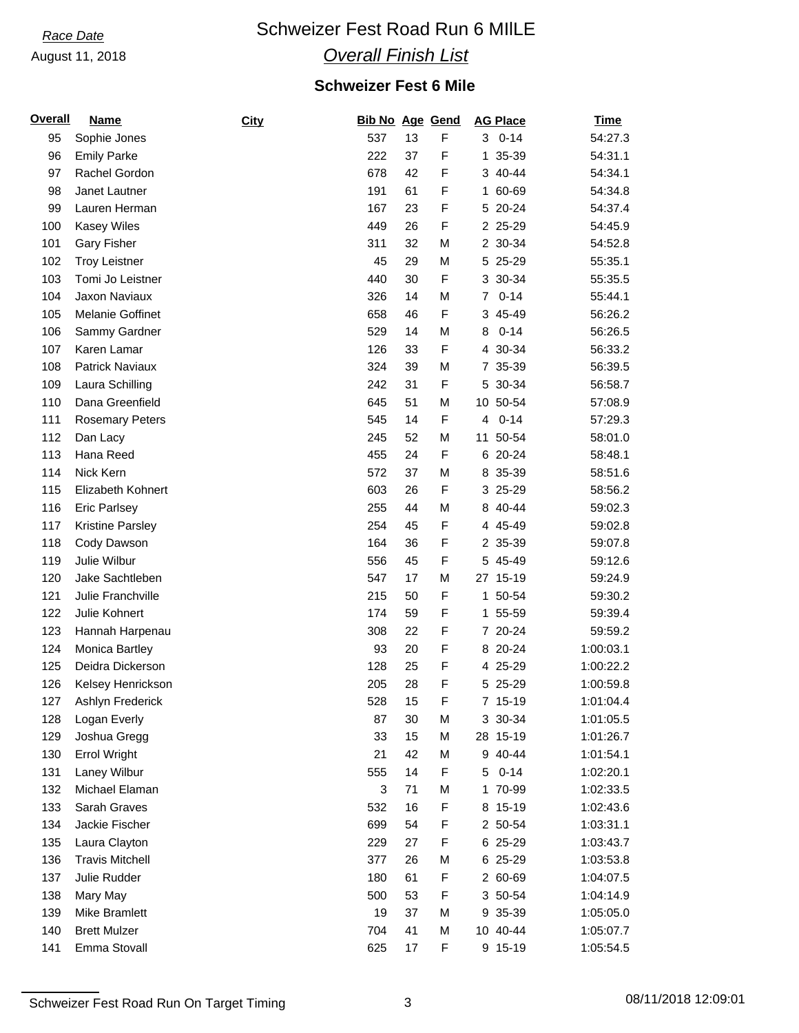*Race Date*

August 11, 2018

# Schweizer Fest Road Run 6 MIlLE

## *Overall Finish List*

### Schweizer Fest 6 Mile

| Overall | Name | City | Bib No | Age | Gend | AG Place | | Time |
|---|---|---|---|---|---|---|---|---|
| 95 | Sophie Jones | | 537 | 13 | F | 3 | 0-14 | 54:27.3 |
| 96 | Emily Parke | | 222 | 37 | F | 1 | 35-39 | 54:31.1 |
| 97 | Rachel Gordon | | 678 | 42 | F | 3 | 40-44 | 54:34.1 |
| 98 | Janet Lautner | | 191 | 61 | F | 1 | 60-69 | 54:34.8 |
| 99 | Lauren Herman | | 167 | 23 | F | 5 | 20-24 | 54:37.4 |
| 100 | Kasey Wiles | | 449 | 26 | F | 2 | 25-29 | 54:45.9 |
| 101 | Gary Fisher | | 311 | 32 | M | 2 | 30-34 | 54:52.8 |
| 102 | Troy Leistner | | 45 | 29 | M | 5 | 25-29 | 55:35.1 |
| 103 | Tomi Jo Leistner | | 440 | 30 | F | 3 | 30-34 | 55:35.5 |
| 104 | Jaxon Naviaux | | 326 | 14 | M | 7 | 0-14 | 55:44.1 |
| 105 | Melanie Goffinet | | 658 | 46 | F | 3 | 45-49 | 56:26.2 |
| 106 | Sammy Gardner | | 529 | 14 | M | 8 | 0-14 | 56:26.5 |
| 107 | Karen Lamar | | 126 | 33 | F | 4 | 30-34 | 56:33.2 |
| 108 | Patrick Naviaux | | 324 | 39 | M | 7 | 35-39 | 56:39.5 |
| 109 | Laura Schilling | | 242 | 31 | F | 5 | 30-34 | 56:58.7 |
| 110 | Dana Greenfield | | 645 | 51 | M | 10 | 50-54 | 57:08.9 |
| 111 | Rosemary Peters | | 545 | 14 | F | 4 | 0-14 | 57:29.3 |
| 112 | Dan Lacy | | 245 | 52 | M | 11 | 50-54 | 58:01.0 |
| 113 | Hana Reed | | 455 | 24 | F | 6 | 20-24 | 58:48.1 |
| 114 | Nick Kern | | 572 | 37 | M | 8 | 35-39 | 58:51.6 |
| 115 | Elizabeth Kohnert | | 603 | 26 | F | 3 | 25-29 | 58:56.2 |
| 116 | Eric Parlsey | | 255 | 44 | M | 8 | 40-44 | 59:02.3 |
| 117 | Kristine Parsley | | 254 | 45 | F | 4 | 45-49 | 59:02.8 |
| 118 | Cody Dawson | | 164 | 36 | F | 2 | 35-39 | 59:07.8 |
| 119 | Julie Wilbur | | 556 | 45 | F | 5 | 45-49 | 59:12.6 |
| 120 | Jake Sachtleben | | 547 | 17 | M | 27 | 15-19 | 59:24.9 |
| 121 | Julie Franchville | | 215 | 50 | F | 1 | 50-54 | 59:30.2 |
| 122 | Julie Kohnert | | 174 | 59 | F | 1 | 55-59 | 59:39.4 |
| 123 | Hannah Harpenau | | 308 | 22 | F | 7 | 20-24 | 59:59.2 |
| 124 | Monica Bartley | | 93 | 20 | F | 8 | 20-24 | 1:00:03.1 |
| 125 | Deidra Dickerson | | 128 | 25 | F | 4 | 25-29 | 1:00:22.2 |
| 126 | Kelsey Henrickson | | 205 | 28 | F | 5 | 25-29 | 1:00:59.8 |
| 127 | Ashlyn Frederick | | 528 | 15 | F | 7 | 15-19 | 1:01:04.4 |
| 128 | Logan Everly | | 87 | 30 | M | 3 | 30-34 | 1:01:05.5 |
| 129 | Joshua Gregg | | 33 | 15 | M | 28 | 15-19 | 1:01:26.7 |
| 130 | Errol Wright | | 21 | 42 | M | 9 | 40-44 | 1:01:54.1 |
| 131 | Laney Wilbur | | 555 | 14 | F | 5 | 0-14 | 1:02:20.1 |
| 132 | Michael Elaman | | 3 | 71 | M | 1 | 70-99 | 1:02:33.5 |
| 133 | Sarah Graves | | 532 | 16 | F | 8 | 15-19 | 1:02:43.6 |
| 134 | Jackie Fischer | | 699 | 54 | F | 2 | 50-54 | 1:03:31.1 |
| 135 | Laura Clayton | | 229 | 27 | F | 6 | 25-29 | 1:03:43.7 |
| 136 | Travis Mitchell | | 377 | 26 | M | 6 | 25-29 | 1:03:53.8 |
| 137 | Julie Rudder | | 180 | 61 | F | 2 | 60-69 | 1:04:07.5 |
| 138 | Mary May | | 500 | 53 | F | 3 | 50-54 | 1:04:14.9 |
| 139 | Mike Bramlett | | 19 | 37 | M | 9 | 35-39 | 1:05:05.0 |
| 140 | Brett Mulzer | | 704 | 41 | M | 10 | 40-44 | 1:05:07.7 |
| 141 | Emma Stovall | | 625 | 17 | F | 9 | 15-19 | 1:05:54.5 |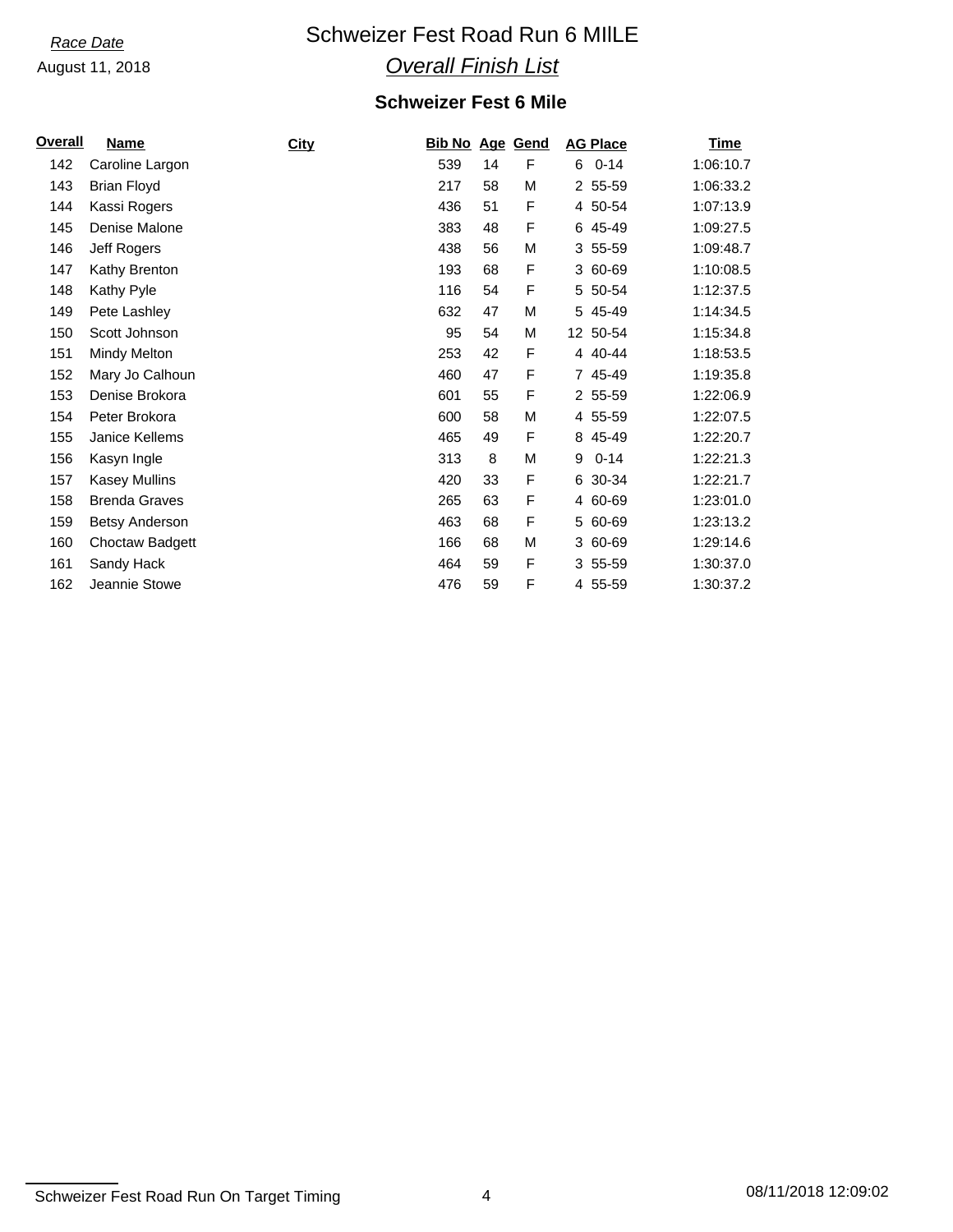*Race Date*

August 11, 2018

# Schweizer Fest Road Run 6 MIlLE

## *Overall Finish List*

### Schweizer Fest 6 Mile

| Overall | Name | City | Bib No | Age | Gend | AG Place | Time |
|---|---|---|---|---|---|---|---|
| 142 | Caroline Largon | | 539 | 14 | F | 6 0-14 | 1:06:10.7 |
| 143 | Brian Floyd | | 217 | 58 | M | 2 55-59 | 1:06:33.2 |
| 144 | Kassi Rogers | | 436 | 51 | F | 4 50-54 | 1:07:13.9 |
| 145 | Denise Malone | | 383 | 48 | F | 6 45-49 | 1:09:27.5 |
| 146 | Jeff Rogers | | 438 | 56 | M | 3 55-59 | 1:09:48.7 |
| 147 | Kathy Brenton | | 193 | 68 | F | 3 60-69 | 1:10:08.5 |
| 148 | Kathy Pyle | | 116 | 54 | F | 5 50-54 | 1:12:37.5 |
| 149 | Pete Lashley | | 632 | 47 | M | 5 45-49 | 1:14:34.5 |
| 150 | Scott Johnson | | 95 | 54 | M | 12 50-54 | 1:15:34.8 |
| 151 | Mindy Melton | | 253 | 42 | F | 4 40-44 | 1:18:53.5 |
| 152 | Mary Jo Calhoun | | 460 | 47 | F | 7 45-49 | 1:19:35.8 |
| 153 | Denise Brokora | | 601 | 55 | F | 2 55-59 | 1:22:06.9 |
| 154 | Peter Brokora | | 600 | 58 | M | 4 55-59 | 1:22:07.5 |
| 155 | Janice Kellems | | 465 | 49 | F | 8 45-49 | 1:22:20.7 |
| 156 | Kasyn Ingle | | 313 | 8 | M | 9 0-14 | 1:22:21.3 |
| 157 | Kasey Mullins | | 420 | 33 | F | 6 30-34 | 1:22:21.7 |
| 158 | Brenda Graves | | 265 | 63 | F | 4 60-69 | 1:23:01.0 |
| 159 | Betsy Anderson | | 463 | 68 | F | 5 60-69 | 1:23:13.2 |
| 160 | Choctaw Badgett | | 166 | 68 | M | 3 60-69 | 1:29:14.6 |
| 161 | Sandy Hack | | 464 | 59 | F | 3 55-59 | 1:30:37.0 |
| 162 | Jeannie Stowe | | 476 | 59 | F | 4 55-59 | 1:30:37.2 |

Schweizer Fest Road Run On Target Timing    08/11/2018 12:09:02